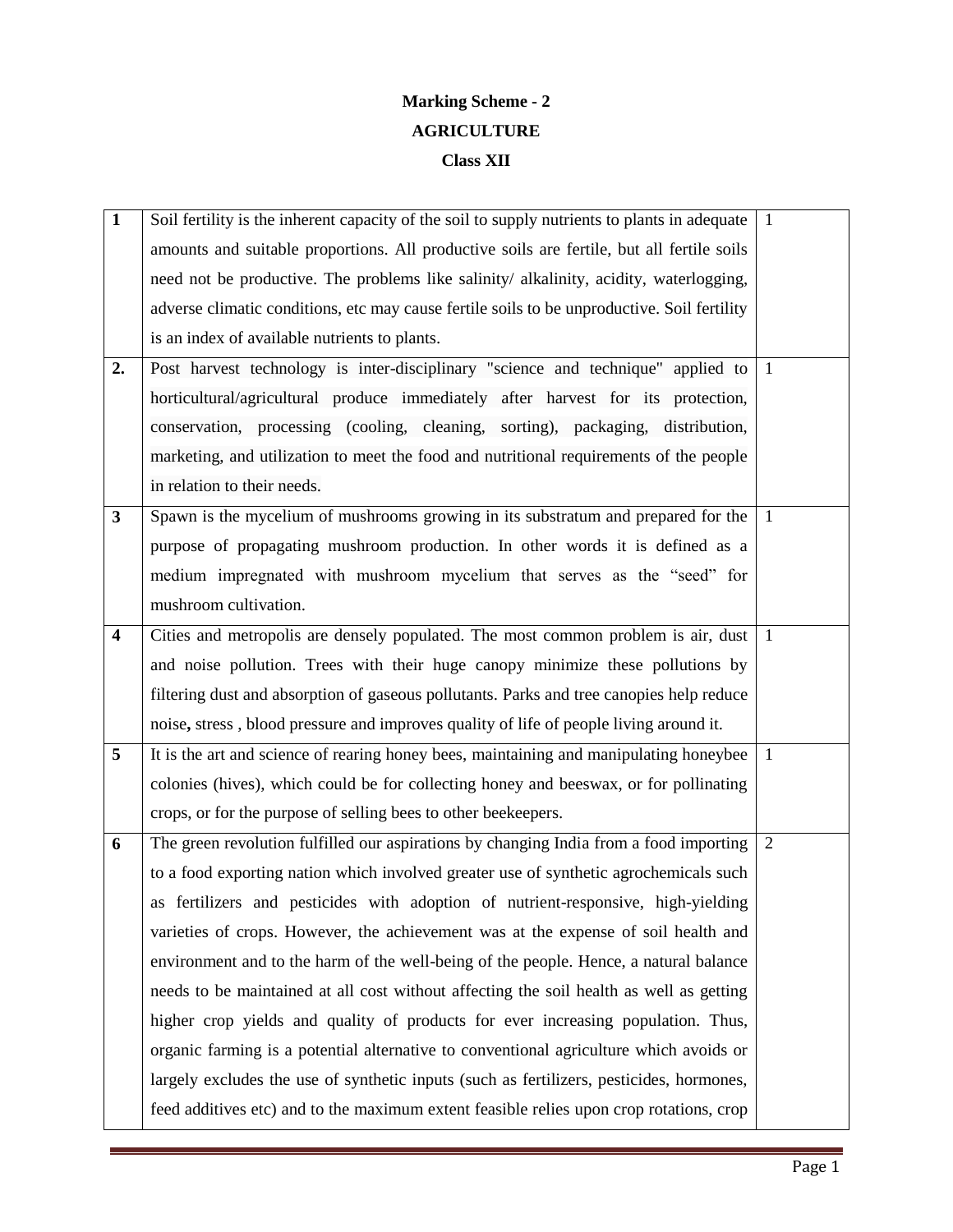**Marking Scheme - 2**

**AGRICULTURE**

**Class XII**

| **1** | Soil fertility is the inherent capacity of the soil to supply nutrients to plants in adequate amounts and suitable proportions. All productive soils are fertile, but all fertile soils need not be productive. The problems like salinity/ alkalinity, acidity, waterlogging, adverse climatic conditions, etc may cause fertile soils to be unproductive. Soil fertility is an index of available nutrients to plants. | 1 |
|---|---|---|
| **2.** | Post harvest technology is inter-disciplinary "science and technique" applied to horticultural/agricultural produce immediately after harvest for its protection, conservation, processing (cooling, cleaning, sorting), packaging, distribution, marketing, and utilization to meet the food and nutritional requirements of the people in relation to their needs. | 1 |
| **3** | Spawn is the mycelium of mushrooms growing in its substratum and prepared for the purpose of propagating mushroom production. In other words it is defined as a medium impregnated with mushroom mycelium that serves as the "seed" for mushroom cultivation. | 1 |
| **4** | Cities and metropolis are densely populated. The most common problem is air, dust and noise pollution. Trees with their huge canopy minimize these pollutions by filtering dust and absorption of gaseous pollutants. Parks and tree canopies help reduce noise**,** stress , blood pressure and improves quality of life of people living around it. | 1 |
| **5** | It is the art and science of rearing honey bees, maintaining and manipulating honeybee colonies (hives), which could be for collecting honey and beeswax, or for pollinating crops, or for the purpose of selling bees to other beekeepers. | 1 |
| **6** | The green revolution fulfilled our aspirations by changing India from a food importing to a food exporting nation which involved greater use of synthetic agrochemicals such as fertilizers and pesticides with adoption of nutrient-responsive, high-yielding varieties of crops. However, the achievement was at the expense of soil health and environment and to the harm of the well-being of the people. Hence, a natural balance needs to be maintained at all cost without affecting the soil health as well as getting higher crop yields and quality of products for ever increasing population. Thus, organic farming is a potential alternative to conventional agriculture which avoids or largely excludes the use of synthetic inputs (such as fertilizers, pesticides, hormones, feed additives etc) and to the maximum extent feasible relies upon crop rotations, crop | 2 |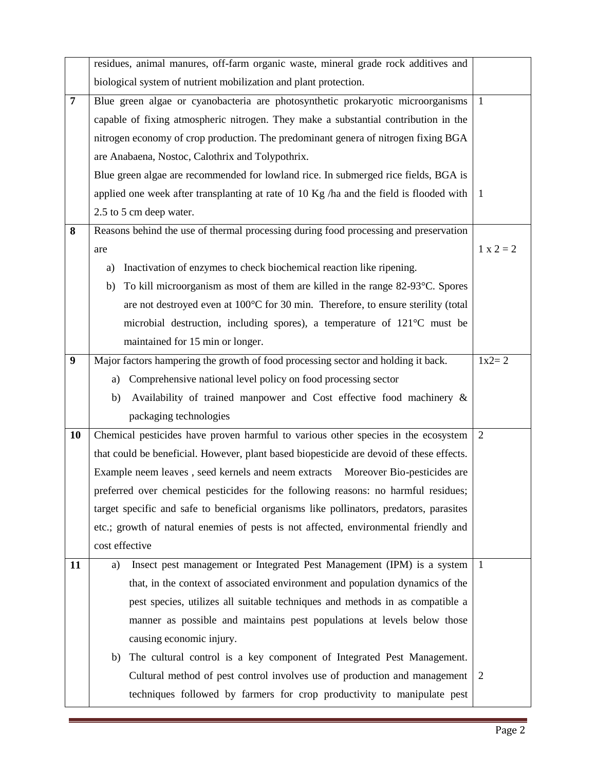| | | |
|---|---|---|
| | residues, animal manures, off-farm organic waste, mineral grade rock additives and biological system of nutrient mobilization and plant protection. | |
| **7** | Blue green algae or cyanobacteria are photosynthetic prokaryotic microorganisms capable of fixing atmospheric nitrogen. They make a substantial contribution in the nitrogen economy of crop production. The predominant genera of nitrogen fixing BGA are Anabaena, Nostoc, Calothrix and Tolypothrix.<br>Blue green algae are recommended for lowland rice. In submerged rice fields, BGA is applied one week after transplanting at rate of 10 Kg /ha and the field is flooded with 2.5 to 5 cm deep water. | 1<br><br><br>1 |
| **8** | Reasons behind the use of thermal processing during food processing and preservation are<br>a) Inactivation of enzymes to check biochemical reaction like ripening.<br>b) To kill microorganism as most of them are killed in the range 82-93°C. Spores are not destroyed even at 100°C for 30 min. Therefore, to ensure sterility (total microbial destruction, including spores), a temperature of 121°C must be maintained for 15 min or longer. | 1 x 2 = 2 |
| **9** | Major factors hampering the growth of food processing sector and holding it back.<br>a) Comprehensive national level policy on food processing sector<br>b) Availability of trained manpower and Cost effective food machinery & packaging technologies | 1x2= 2 |
| **10** | Chemical pesticides have proven harmful to various other species in the ecosystem that could be beneficial. However, plant based biopesticide are devoid of these effects. Example neem leaves , seed kernels and neem extracts Moreover Bio-pesticides are preferred over chemical pesticides for the following reasons: no harmful residues; target specific and safe to beneficial organisms like pollinators, predators, parasites etc.; growth of natural enemies of pests is not affected, environmental friendly and cost effective | 2 |
| **11** | a) Insect pest management or Integrated Pest Management (IPM) is a system that, in the context of associated environment and population dynamics of the pest species, utilizes all suitable techniques and methods in as compatible a manner as possible and maintains pest populations at levels below those causing economic injury.<br>b) The cultural control is a key component of Integrated Pest Management. Cultural method of pest control involves use of production and management techniques followed by farmers for crop productivity to manipulate pest | 1<br><br><br><br>2 |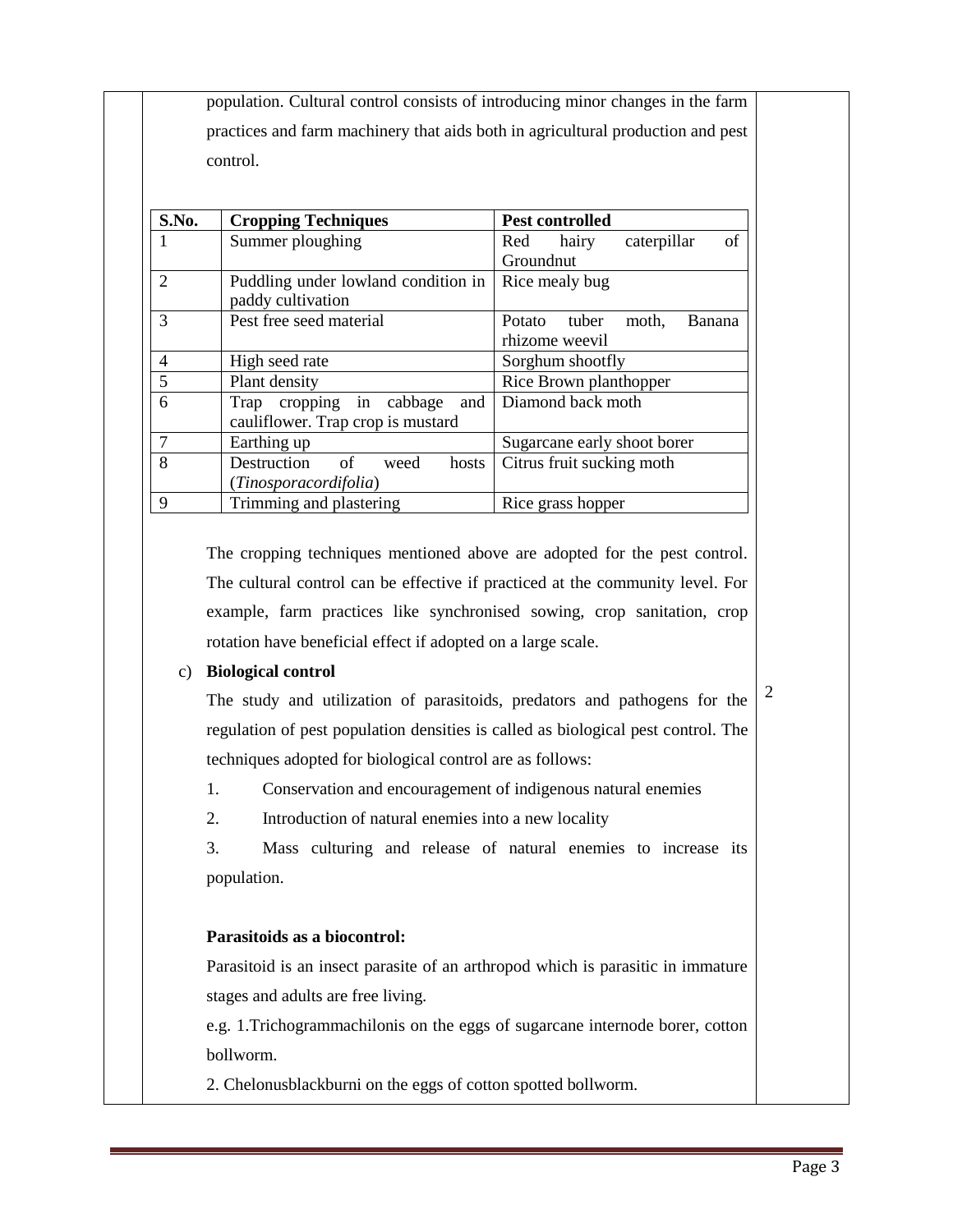population. Cultural control consists of introducing minor changes in the farm practices and farm machinery that aids both in agricultural production and pest control.

| S.No. | Cropping Techniques | Pest controlled |
|---|---|---|
| 1 | Summer ploughing | Red hairy caterpillar of Groundnut |
| 2 | Puddling under lowland condition in paddy cultivation | Rice mealy bug |
| 3 | Pest free seed material | Potato tuber moth, Banana rhizome weevil |
| 4 | High seed rate | Sorghum shootfly |
| 5 | Plant density | Rice Brown planthopper |
| 6 | Trap cropping in cabbage and cauliflower. Trap crop is mustard | Diamond back moth |
| 7 | Earthing up | Sugarcane early shoot borer |
| 8 | Destruction of weed hosts (*Tinosporacordifolia*) | Citrus fruit sucking moth |
| 9 | Trimming and plastering | Rice grass hopper |

The cropping techniques mentioned above are adopted for the pest control. The cultural control can be effective if practiced at the community level. For example, farm practices like synchronised sowing, crop sanitation, crop rotation have beneficial effect if adopted on a large scale.

c) **Biological control**

The study and utilization of parasitoids, predators and pathogens for the regulation of pest population densities is called as biological pest control. The techniques adopted for biological control are as follows:

1. Conservation and encouragement of indigenous natural enemies
2. Introduction of natural enemies into a new locality
3. Mass culturing and release of natural enemies to increase its population.

2

**Parasitoids as a biocontrol:**

Parasitoid is an insect parasite of an arthropod which is parasitic in immature stages and adults are free living.

e.g. 1.Trichogrammachilonis on the eggs of sugarcane internode borer, cotton bollworm.

2. Chelonusblackburni on the eggs of cotton spotted bollworm.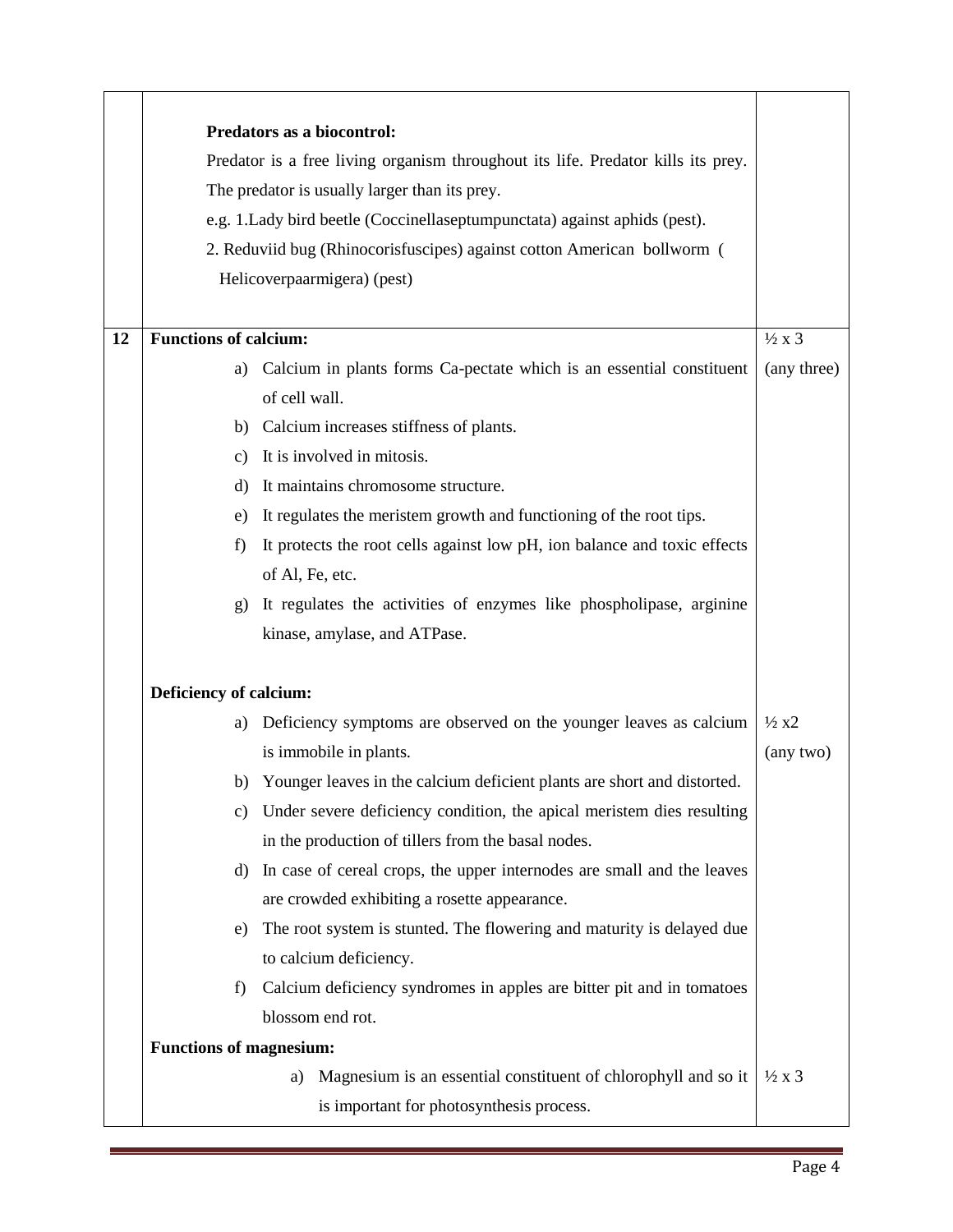| | | |
|---|---|---|
| | **Predators as a biocontrol:**<br>Predator is a free living organism throughout its life. Predator kills its prey. The predator is usually larger than its prey.<br>e.g. 1.Lady bird beetle (Coccinellaseptumpunctata) against aphids (pest).<br>2. Reduviid bug (Rhinocorisfuscipes) against cotton American bollworm ( Helicoverpaarmigera) (pest) | |
| **12** | **Functions of calcium:**<br>a) Calcium in plants forms Ca-pectate which is an essential constituent of cell wall.<br>b) Calcium increases stiffness of plants.<br>c) It is involved in mitosis.<br>d) It maintains chromosome structure.<br>e) It regulates the meristem growth and functioning of the root tips.<br>f) It protects the root cells against low pH, ion balance and toxic effects of Al, Fe, etc.<br>g) It regulates the activities of enzymes like phospholipase, arginine kinase, amylase, and ATPase. | ½ x 3 (any three) |
| | **Deficiency of calcium:**<br>a) Deficiency symptoms are observed on the younger leaves as calcium is immobile in plants.<br>b) Younger leaves in the calcium deficient plants are short and distorted.<br>c) Under severe deficiency condition, the apical meristem dies resulting in the production of tillers from the basal nodes.<br>d) In case of cereal crops, the upper internodes are small and the leaves are crowded exhibiting a rosette appearance.<br>e) The root system is stunted. The flowering and maturity is delayed due to calcium deficiency.<br>f) Calcium deficiency syndromes in apples are bitter pit and in tomatoes blossom end rot. | ½ x2 (any two) |
| | **Functions of magnesium:**<br>a) Magnesium is an essential constituent of chlorophyll and so it is important for photosynthesis process. | ½ x 3 |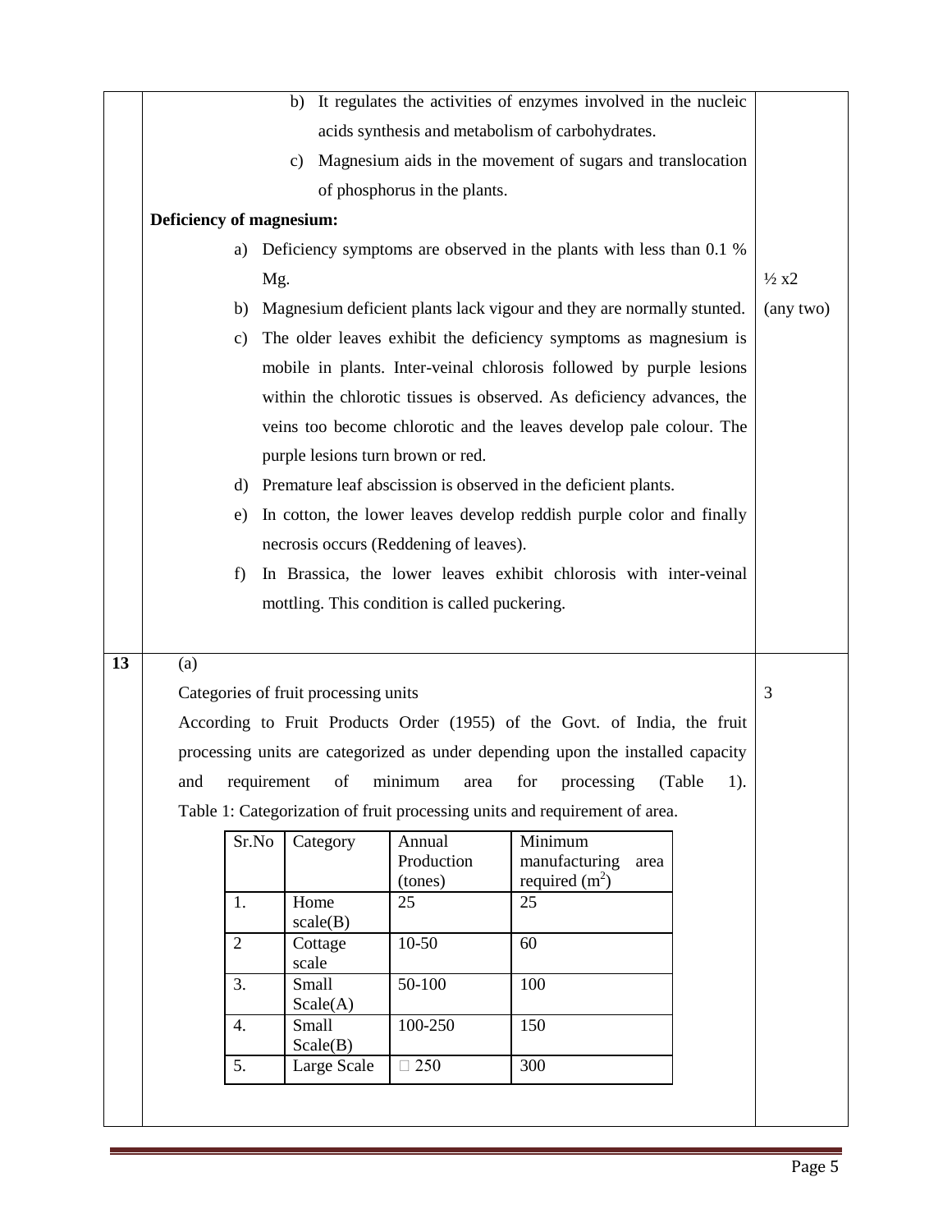b) It regulates the activities of enzymes involved in the nucleic acids synthesis and metabolism of carbohydrates.

c) Magnesium aids in the movement of sugars and translocation of phosphorus in the plants.

**Deficiency of magnesium:**

a) Deficiency symptoms are observed in the plants with less than 0.1 % Mg.

b) Magnesium deficient plants lack vigour and they are normally stunted.

c) The older leaves exhibit the deficiency symptoms as magnesium is mobile in plants. Inter-veinal chlorosis followed by purple lesions within the chlorotic tissues is observed. As deficiency advances, the veins too become chlorotic and the leaves develop pale colour. The purple lesions turn brown or red.

d) Premature leaf abscission is observed in the deficient plants.

e) In cotton, the lower leaves develop reddish purple color and finally necrosis occurs (Reddening of leaves).

f) In Brassica, the lower leaves exhibit chlorosis with inter-veinal mottling. This condition is called puckering.

½ x2 (any two)

**13** (a)

Categories of fruit processing units — 3

According to Fruit Products Order (1955) of the Govt. of India, the fruit processing units are categorized as under depending upon the installed capacity and requirement of minimum area for processing (Table 1).

Table 1: Categorization of fruit processing units and requirement of area.

| Sr.No | Category | Annual Production (tones) | Minimum manufacturing area required ($m^2$) |
|---|---|---|---|
| 1. | Home scale(B) | 25 | 25 |
| 2 | Cottage scale | 10-50 | 60 |
| 3. | Small Scale(A) | 50-100 | 100 |
| 4. | Small Scale(B) | 100-250 | 150 |
| 5. | Large Scale | □ 250 | 300 |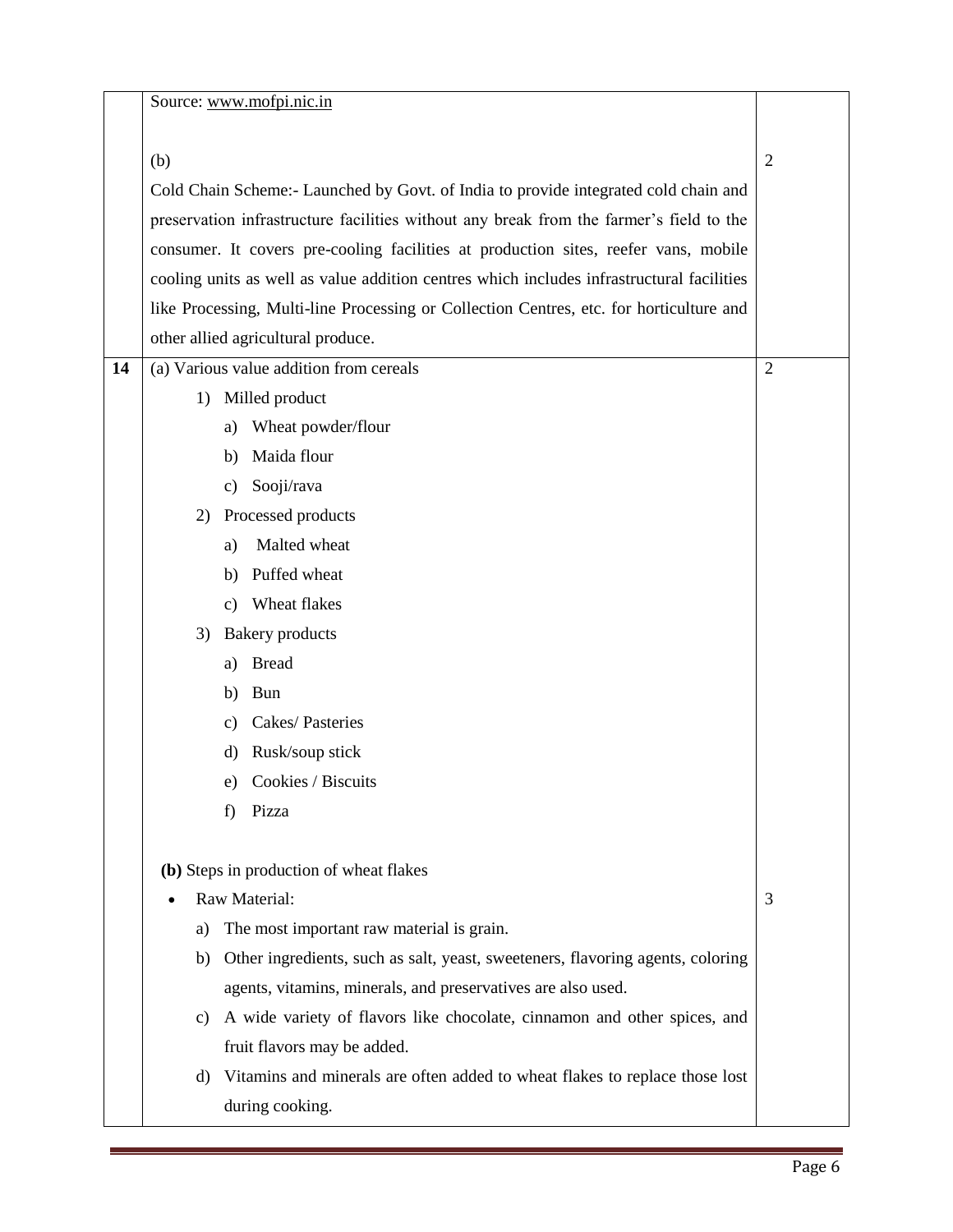| | | |
|---|---|---|
| | Source: www.mofpi.nic.in<br><br>(b)<br>Cold Chain Scheme:- Launched by Govt. of India to provide integrated cold chain and preservation infrastructure facilities without any break from the farmer's field to the consumer. It covers pre-cooling facilities at production sites, reefer vans, mobile cooling units as well as value addition centres which includes infrastructural facilities like Processing, Multi-line Processing or Collection Centres, etc. for horticulture and other allied agricultural produce. | 2 |
| **14** | (a) Various value addition from cereals<br>1) Milled product<br>a) Wheat powder/flour<br>b) Maida flour<br>c) Sooji/rava<br>2) Processed products<br>a) Malted wheat<br>b) Puffed wheat<br>c) Wheat flakes<br>3) Bakery products<br>a) Bread<br>b) Bun<br>c) Cakes/ Pasteries<br>d) Rusk/soup stick<br>e) Cookies / Biscuits<br>f) Pizza | 2 |
| | **(b)** Steps in production of wheat flakes<br>• Raw Material:<br>a) The most important raw material is grain.<br>b) Other ingredients, such as salt, yeast, sweeteners, flavoring agents, coloring agents, vitamins, minerals, and preservatives are also used.<br>c) A wide variety of flavors like chocolate, cinnamon and other spices, and fruit flavors may be added.<br>d) Vitamins and minerals are often added to wheat flakes to replace those lost during cooking. | 3 |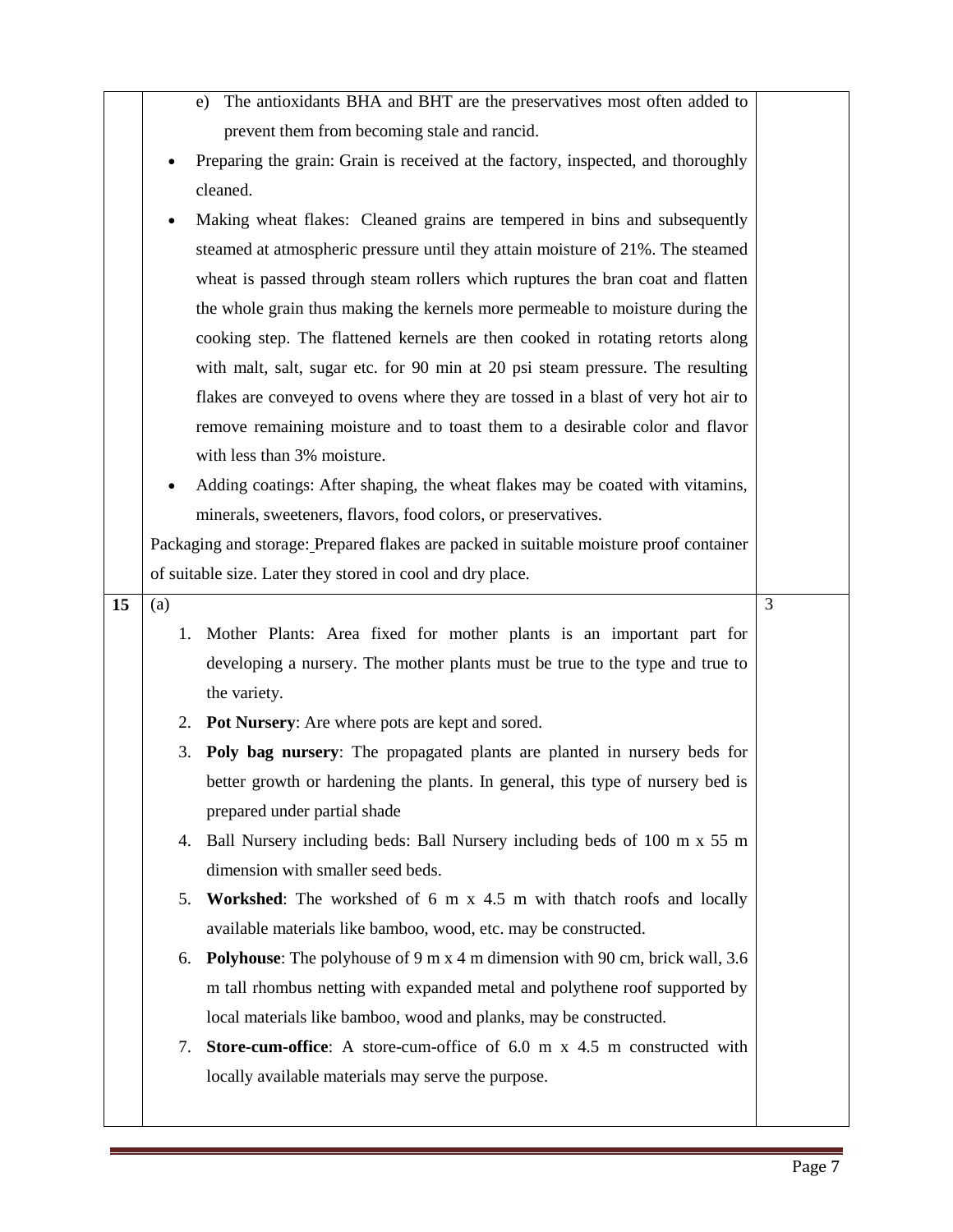| | | |
|---|---|---|
| | e) The antioxidants BHA and BHT are the preservatives most often added to prevent them from becoming stale and rancid.<br>• Preparing the grain: Grain is received at the factory, inspected, and thoroughly cleaned.<br>• Making wheat flakes: Cleaned grains are tempered in bins and subsequently steamed at atmospheric pressure until they attain moisture of 21%. The steamed wheat is passed through steam rollers which ruptures the bran coat and flatten the whole grain thus making the kernels more permeable to moisture during the cooking step. The flattened kernels are then cooked in rotating retorts along with malt, salt, sugar etc. for 90 min at 20 psi steam pressure. The resulting flakes are conveyed to ovens where they are tossed in a blast of very hot air to remove remaining moisture and to toast them to a desirable color and flavor with less than 3% moisture.<br>• Adding coatings: After shaping, the wheat flakes may be coated with vitamins, minerals, sweeteners, flavors, food colors, or preservatives.<br>Packaging and storage: Prepared flakes are packed in suitable moisture proof container of suitable size. Later they stored in cool and dry place. | |
| **15** | (a)<br>1. Mother Plants: Area fixed for mother plants is an important part for developing a nursery. The mother plants must be true to the type and true to the variety.<br>2. **Pot Nursery**: Are where pots are kept and sored.<br>3. **Poly bag nursery**: The propagated plants are planted in nursery beds for better growth or hardening the plants. In general, this type of nursery bed is prepared under partial shade<br>4. Ball Nursery including beds: Ball Nursery including beds of 100 m x 55 m dimension with smaller seed beds.<br>5. **Workshed**: The workshed of 6 m x 4.5 m with thatch roofs and locally available materials like bamboo, wood, etc. may be constructed.<br>6. **Polyhouse**: The polyhouse of 9 m x 4 m dimension with 90 cm, brick wall, 3.6 m tall rhombus netting with expanded metal and polythene roof supported by local materials like bamboo, wood and planks, may be constructed.<br>7. **Store-cum-office**: A store-cum-office of 6.0 m x 4.5 m constructed with locally available materials may serve the purpose. | 3 |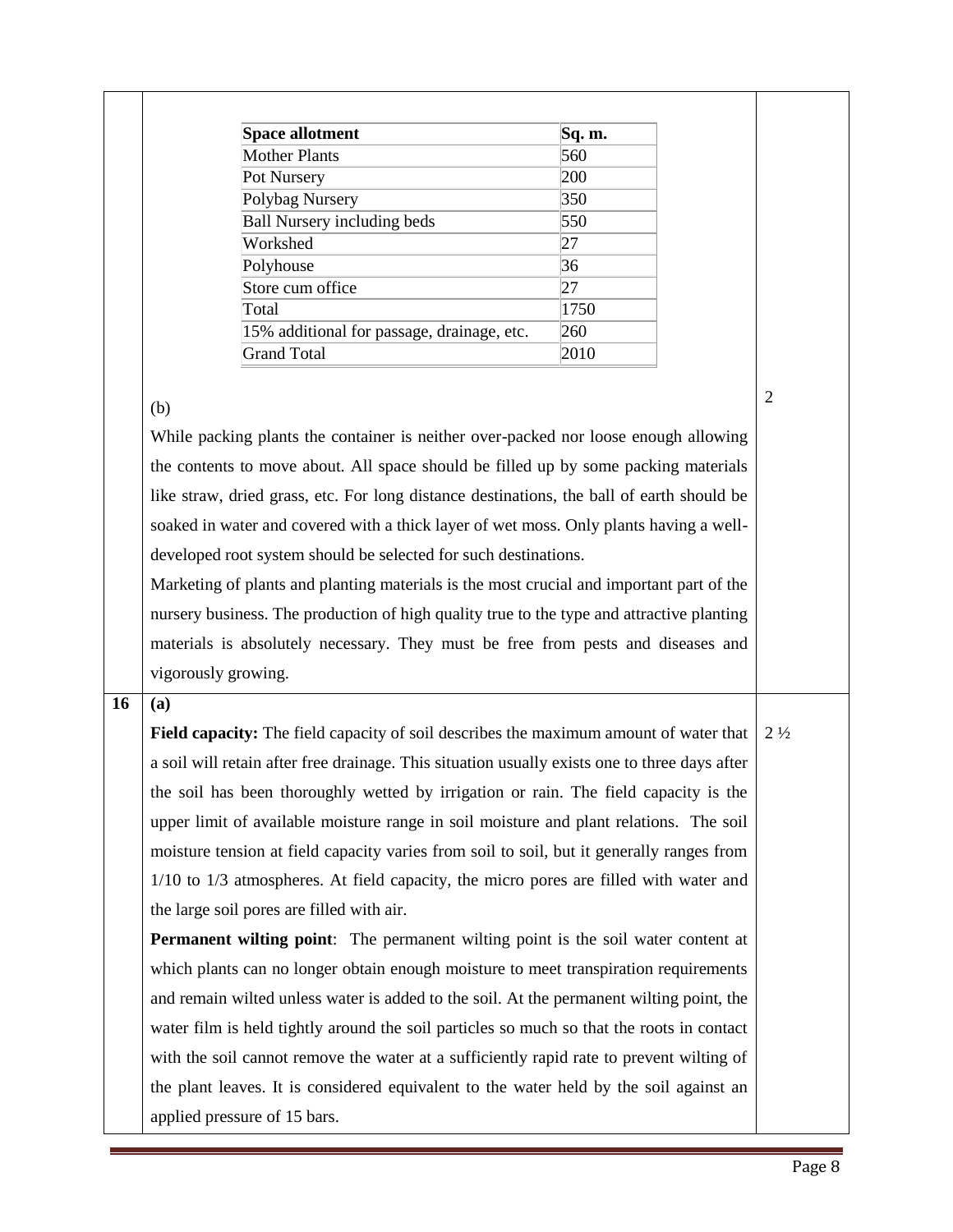| Space allotment | Sq. m. |
|---|---|
| Mother Plants | 560 |
| Pot Nursery | 200 |
| Polybag Nursery | 350 |
| Ball Nursery including beds | 550 |
| Workshed | 27 |
| Polyhouse | 36 |
| Store cum office | 27 |
| Total | 1750 |
| 15% additional for passage, drainage, etc. | 260 |
| Grand Total | 2010 |

(b) — 2

While packing plants the container is neither over-packed nor loose enough allowing the contents to move about. All space should be filled up by some packing materials like straw, dried grass, etc. For long distance destinations, the ball of earth should be soaked in water and covered with a thick layer of wet moss. Only plants having a well-developed root system should be selected for such destinations.

Marketing of plants and planting materials is the most crucial and important part of the nursery business. The production of high quality true to the type and attractive planting materials is absolutely necessary. They must be free from pests and diseases and vigorously growing.

**16** **(a)** — 2 ½

**Field capacity:** The field capacity of soil describes the maximum amount of water that a soil will retain after free drainage. This situation usually exists one to three days after the soil has been thoroughly wetted by irrigation or rain. The field capacity is the upper limit of available moisture range in soil moisture and plant relations. The soil moisture tension at field capacity varies from soil to soil, but it generally ranges from 1/10 to 1/3 atmospheres. At field capacity, the micro pores are filled with water and the large soil pores are filled with air.

**Permanent wilting point**: The permanent wilting point is the soil water content at which plants can no longer obtain enough moisture to meet transpiration requirements and remain wilted unless water is added to the soil. At the permanent wilting point, the water film is held tightly around the soil particles so much so that the roots in contact with the soil cannot remove the water at a sufficiently rapid rate to prevent wilting of the plant leaves. It is considered equivalent to the water held by the soil against an applied pressure of 15 bars.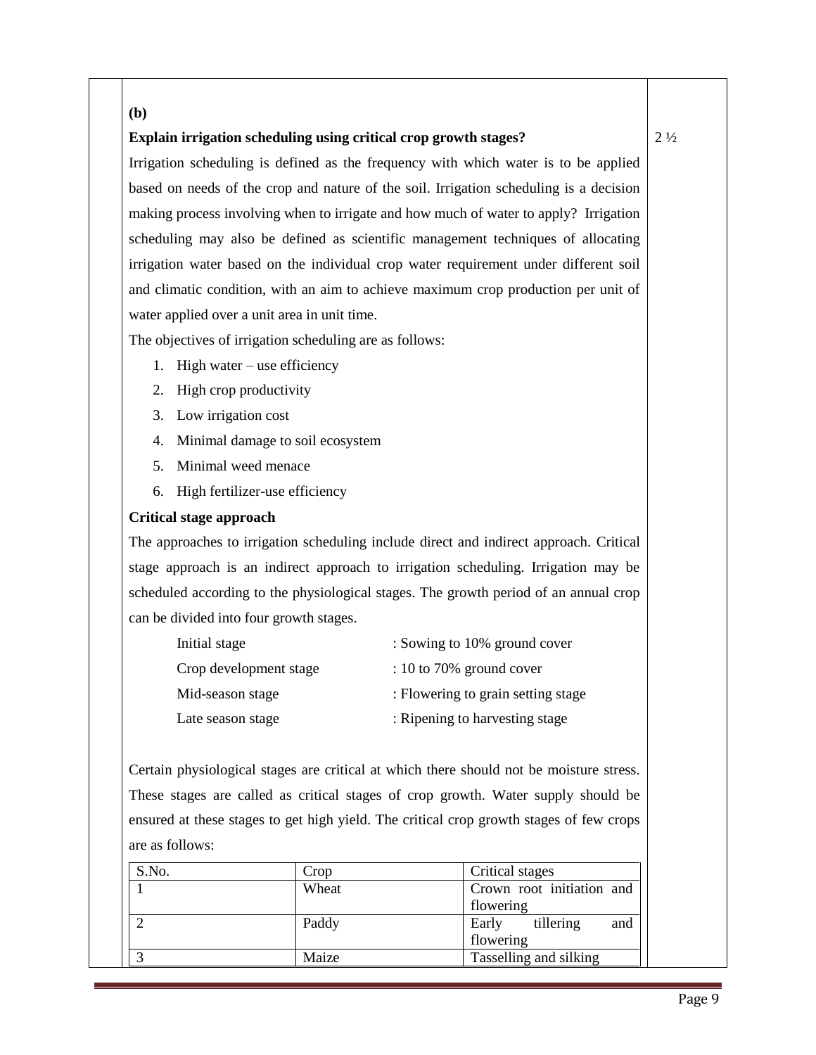**(b)**

**Explain irrigation scheduling using critical crop growth stages?** 2 ½

Irrigation scheduling is defined as the frequency with which water is to be applied based on needs of the crop and nature of the soil. Irrigation scheduling is a decision making process involving when to irrigate and how much of water to apply? Irrigation scheduling may also be defined as scientific management techniques of allocating irrigation water based on the individual crop water requirement under different soil and climatic condition, with an aim to achieve maximum crop production per unit of water applied over a unit area in unit time.

The objectives of irrigation scheduling are as follows:

1. High water – use efficiency
2. High crop productivity
3. Low irrigation cost
4. Minimal damage to soil ecosystem
5. Minimal weed menace
6. High fertilizer-use efficiency

**Critical stage approach**

The approaches to irrigation scheduling include direct and indirect approach. Critical stage approach is an indirect approach to irrigation scheduling. Irrigation may be scheduled according to the physiological stages. The growth period of an annual crop can be divided into four growth stages.

| | |
|---|---|
| Initial stage | : Sowing to 10% ground cover |
| Crop development stage | : 10 to 70% ground cover |
| Mid-season stage | : Flowering to grain setting stage |
| Late season stage | : Ripening to harvesting stage |

Certain physiological stages are critical at which there should not be moisture stress. These stages are called as critical stages of crop growth. Water supply should be ensured at these stages to get high yield. The critical crop growth stages of few crops are as follows:

| S.No. | Crop | Critical stages |
|---|---|---|
| 1 | Wheat | Crown root initiation and flowering |
| 2 | Paddy | Early tillering and flowering |
| 3 | Maize | Tasselling and silking |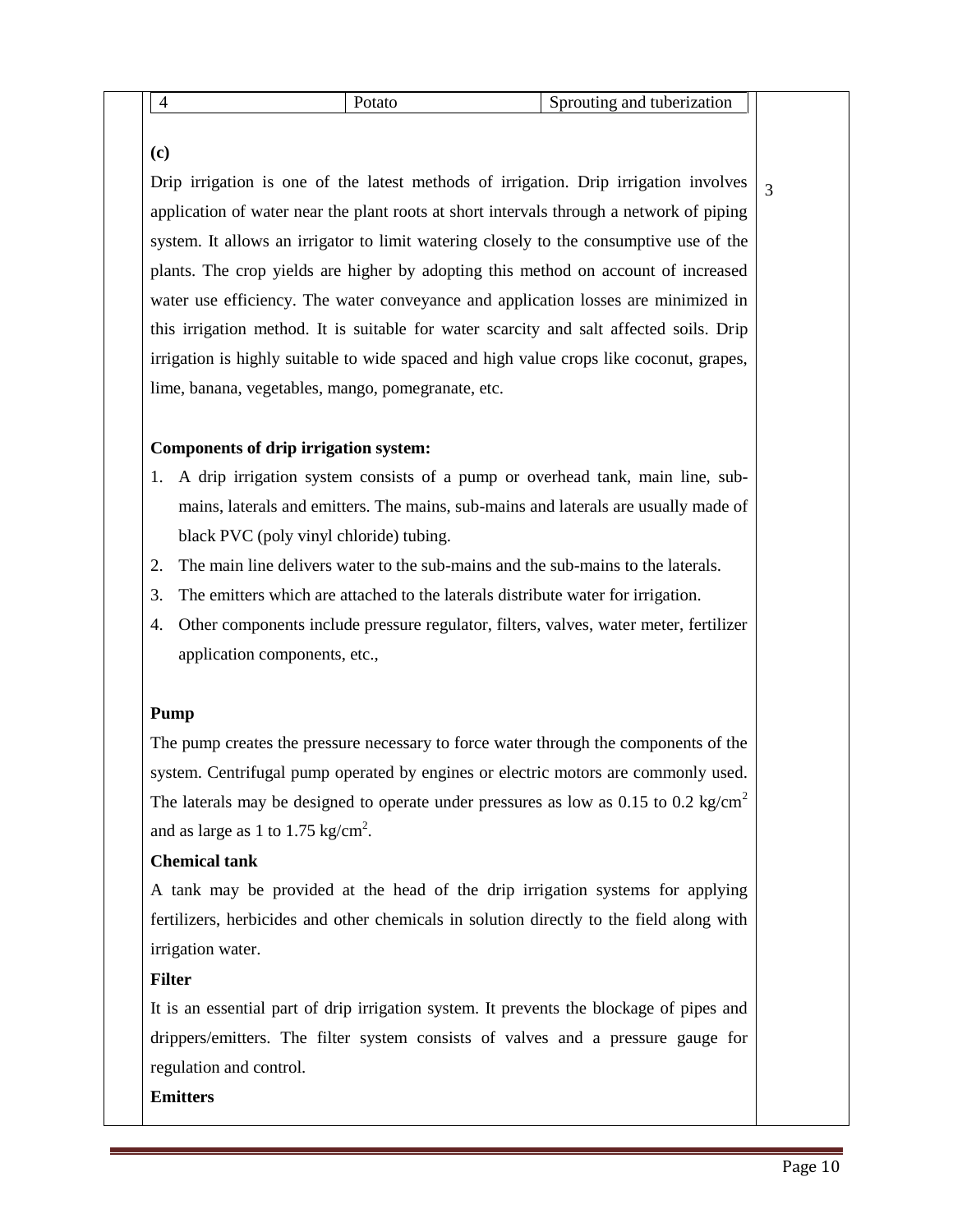| 4 | Potato | Sprouting and tuberization |
|---|---|---|

**(c)**

Drip irrigation is one of the latest methods of irrigation. Drip irrigation involves application of water near the plant roots at short intervals through a network of piping system. It allows an irrigator to limit watering closely to the consumptive use of the plants. The crop yields are higher by adopting this method on account of increased water use efficiency. The water conveyance and application losses are minimized in this irrigation method. It is suitable for water scarcity and salt affected soils. Drip irrigation is highly suitable to wide spaced and high value crops like coconut, grapes, lime, banana, vegetables, mango, pomegranate, etc.

3

**Components of drip irrigation system:**

1. A drip irrigation system consists of a pump or overhead tank, main line, sub-mains, laterals and emitters. The mains, sub-mains and laterals are usually made of black PVC (poly vinyl chloride) tubing.
2. The main line delivers water to the sub-mains and the sub-mains to the laterals.
3. The emitters which are attached to the laterals distribute water for irrigation.
4. Other components include pressure regulator, filters, valves, water meter, fertilizer application components, etc.,

**Pump**

The pump creates the pressure necessary to force water through the components of the system. Centrifugal pump operated by engines or electric motors are commonly used. The laterals may be designed to operate under pressures as low as 0.15 to 0.2 $kg/cm^2$ and as large as 1 to 1.75 $kg/cm^2$.

**Chemical tank**

A tank may be provided at the head of the drip irrigation systems for applying fertilizers, herbicides and other chemicals in solution directly to the field along with irrigation water.

**Filter**

It is an essential part of drip irrigation system. It prevents the blockage of pipes and drippers/emitters. The filter system consists of valves and a pressure gauge for regulation and control.

**Emitters**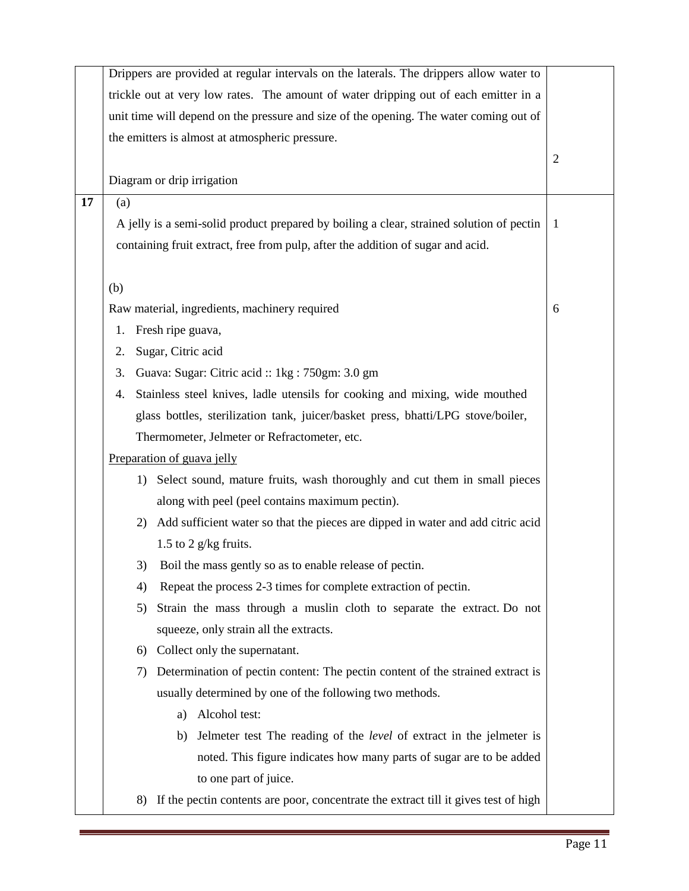| | | |
|---|---|---|
| | Drippers are provided at regular intervals on the laterals. The drippers allow water to trickle out at very low rates. The amount of water dripping out of each emitter in a unit time will depend on the pressure and size of the opening. The water coming out of the emitters is almost at atmospheric pressure.<br><br>Diagram or drip irrigation | 2 |
| **17** | (a)<br>A jelly is a semi-solid product prepared by boiling a clear, strained solution of pectin containing fruit extract, free from pulp, after the addition of sugar and acid. | 1 |
| | (b)<br>Raw material, ingredients, machinery required<br>1. Fresh ripe guava,<br>2. Sugar, Citric acid<br>3. Guava: Sugar: Citric acid :: 1kg : 750gm: 3.0 gm<br>4. Stainless steel knives, ladle utensils for cooking and mixing, wide mouthed glass bottles, sterilization tank, juicer/basket press, bhatti/LPG stove/boiler, Thermometer, Jelmeter or Refractometer, etc.<br><u>Preparation of guava jelly</u><br>1) Select sound, mature fruits, wash thoroughly and cut them in small pieces along with peel (peel contains maximum pectin).<br>2) Add sufficient water so that the pieces are dipped in water and add citric acid 1.5 to 2 g/kg fruits.<br>3) Boil the mass gently so as to enable release of pectin.<br>4) Repeat the process 2-3 times for complete extraction of pectin.<br>5) Strain the mass through a muslin cloth to separate the extract. Do not squeeze, only strain all the extracts.<br>6) Collect only the supernatant.<br>7) Determination of pectin content: The pectin content of the strained extract is usually determined by one of the following two methods.<br>a) Alcohol test:<br>b) Jelmeter test The reading of the *level* of extract in the jelmeter is noted. This figure indicates how many parts of sugar are to be added to one part of juice.<br>8) If the pectin contents are poor, concentrate the extract till it gives test of high | 6 |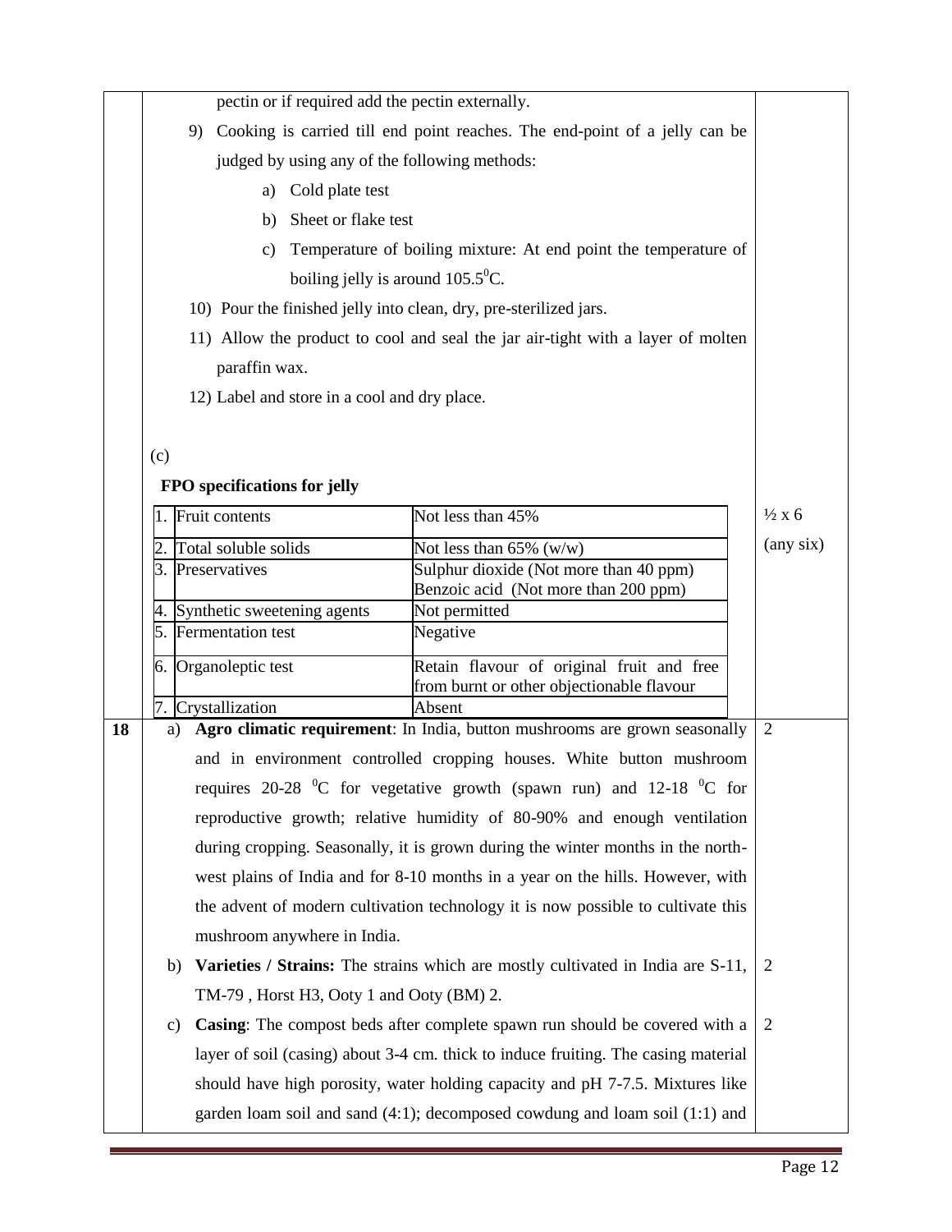pectin or if required add the pectin externally.

9) Cooking is carried till end point reaches. The end-point of a jelly can be judged by using any of the following methods:

    a) Cold plate test
    b) Sheet or flake test
    c) Temperature of boiling mixture: At end point the temperature of boiling jelly is around $105.5^0$C.

10) Pour the finished jelly into clean, dry, pre-sterilized jars.

11) Allow the product to cool and seal the jar air-tight with a layer of molten paraffin wax.

12) Label and store in a cool and dry place.

(c)

**FPO specifications for jelly** ½ x 6 (any six)

| | | |
|---|---|---|
| 1. | Fruit contents | Not less than 45% |
| 2. | Total soluble solids | Not less than 65% (w/w) |
| 3. | Preservatives | Sulphur dioxide (Not more than 40 ppm)<br>Benzoic acid (Not more than 200 ppm) |
| 4. | Synthetic sweetening agents | Not permitted |
| 5. | Fermentation test | Negative |
| 6. | Organoleptic test | Retain flavour of original fruit and free from burnt or other objectionable flavour |
| 7. | Crystallization | Absent |

**18**

a) **Agro climatic requirement**: In India, button mushrooms are grown seasonally and in environment controlled cropping houses. White button mushroom requires 20-28 $^0$C for vegetative growth (spawn run) and 12-18 $^0$C for reproductive growth; relative humidity of 80-90% and enough ventilation during cropping. Seasonally, it is grown during the winter months in the north-west plains of India and for 8-10 months in a year on the hills. However, with the advent of modern cultivation technology it is now possible to cultivate this mushroom anywhere in India. (2)

b) **Varieties / Strains:** The strains which are mostly cultivated in India are S-11, TM-79 , Horst H3, Ooty 1 and Ooty (BM) 2. (2)

c) **Casing**: The compost beds after complete spawn run should be covered with a layer of soil (casing) about 3-4 cm. thick to induce fruiting. The casing material should have high porosity, water holding capacity and pH 7-7.5. Mixtures like garden loam soil and sand (4:1); decomposed cowdung and loam soil (1:1) and (2)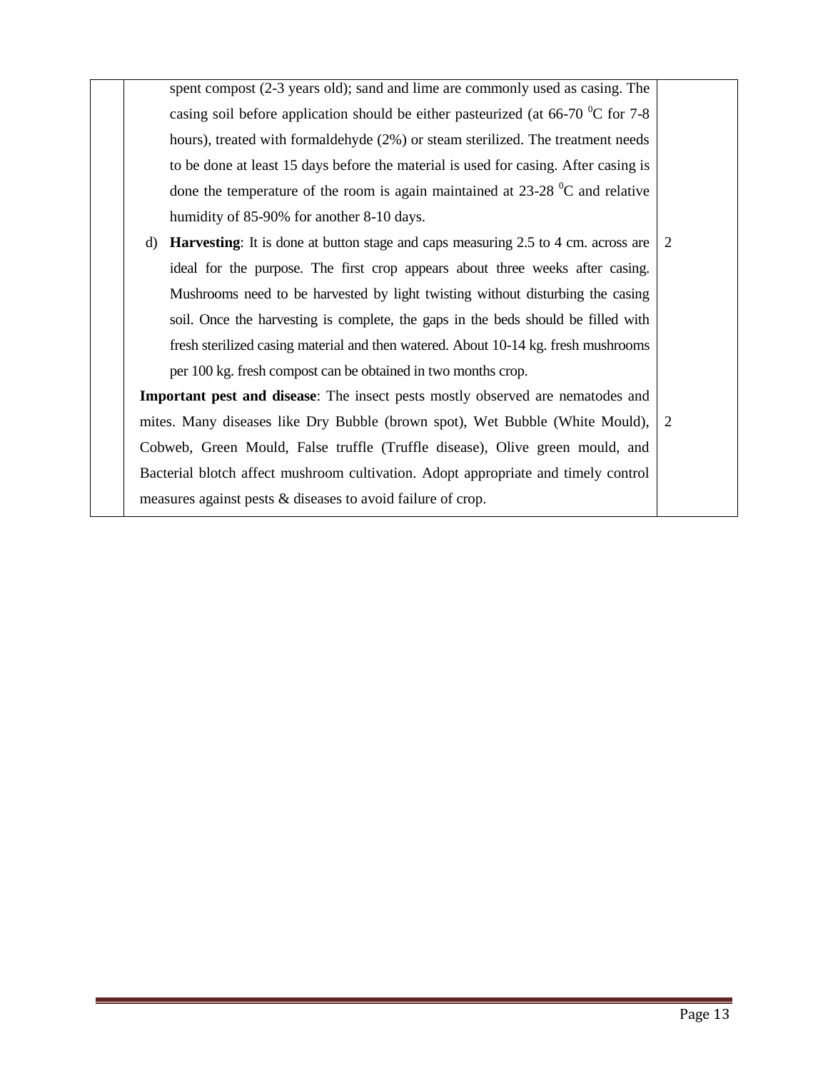| | | |
|---|---|---|
| | spent compost (2-3 years old); sand and lime are commonly used as casing. The casing soil before application should be either pasteurized (at 66-70 $^0$C for 7-8 hours), treated with formaldehyde (2%) or steam sterilized. The treatment needs to be done at least 15 days before the material is used for casing. After casing is done the temperature of the room is again maintained at 23-28 $^0$C and relative humidity of 85-90% for another 8-10 days. | |
| | d) **Harvesting**: It is done at button stage and caps measuring 2.5 to 4 cm. across are ideal for the purpose. The first crop appears about three weeks after casing. Mushrooms need to be harvested by light twisting without disturbing the casing soil. Once the harvesting is complete, the gaps in the beds should be filled with fresh sterilized casing material and then watered. About 10-14 kg. fresh mushrooms per 100 kg. fresh compost can be obtained in two months crop. | 2 |
| | **Important pest and disease**: The insect pests mostly observed are nematodes and mites. Many diseases like Dry Bubble (brown spot), Wet Bubble (White Mould), Cobweb, Green Mould, False truffle (Truffle disease), Olive green mould, and Bacterial blotch affect mushroom cultivation. Adopt appropriate and timely control measures against pests & diseases to avoid failure of crop. | 2 |